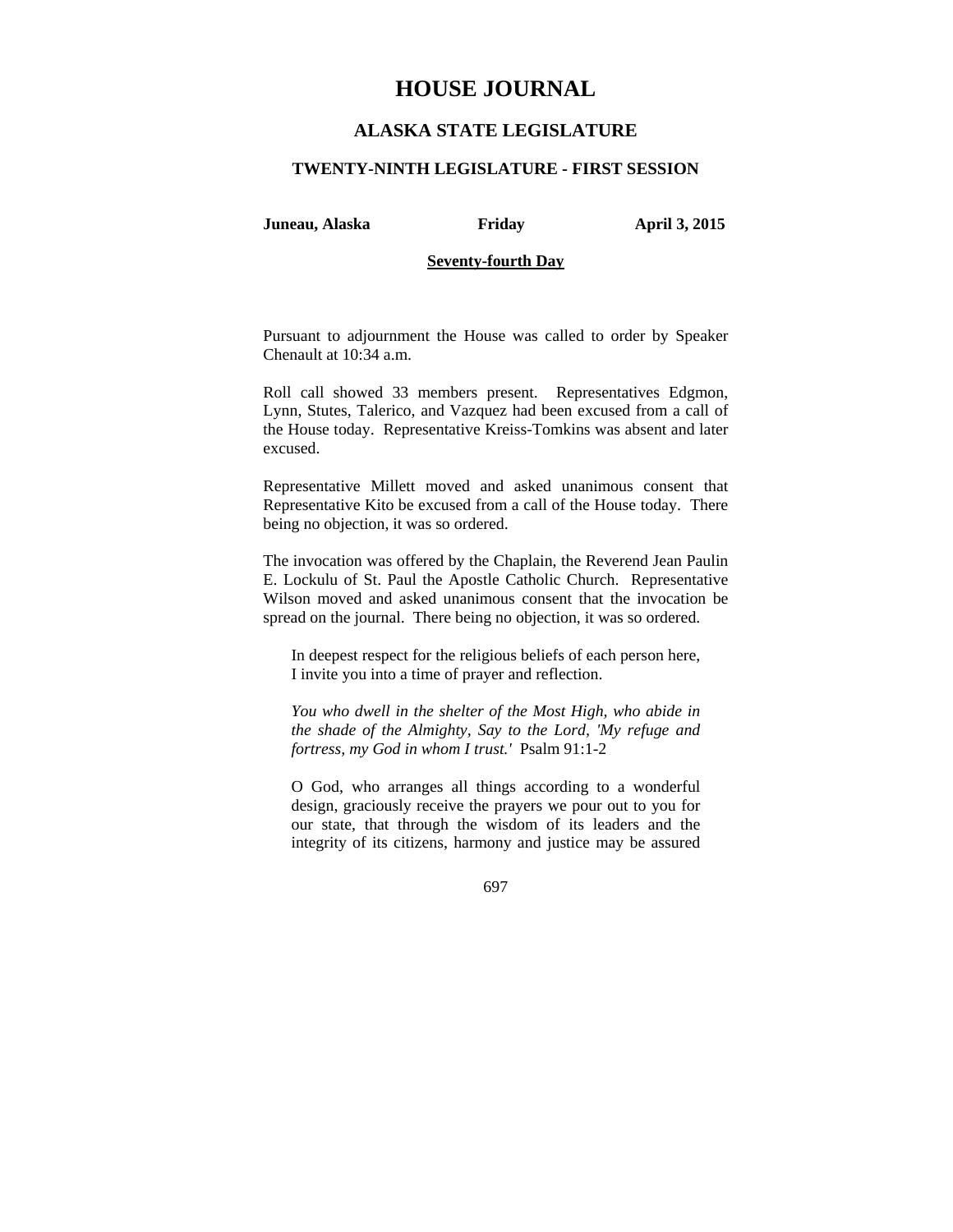# HOUSE JOURNAL

## ALASKA STATE LEGISLATURE

### TWENTY-NINTH LEGISLATURE - FIRST SESSION

**Juneau, Alaska** **Friday** **April 3, 2015**

**Seventy-fourth Day**

Pursuant to adjournment the House was called to order by Speaker Chenault at 10:34 a.m.

Roll call showed 33 members present. Representatives Edgmon, Lynn, Stutes, Talerico, and Vazquez had been excused from a call of the House today. Representative Kreiss-Tomkins was absent and later excused.

Representative Millett moved and asked unanimous consent that Representative Kito be excused from a call of the House today. There being no objection, it was so ordered.

The invocation was offered by the Chaplain, the Reverend Jean Paulin E. Lockulu of St. Paul the Apostle Catholic Church. Representative Wilson moved and asked unanimous consent that the invocation be spread on the journal. There being no objection, it was so ordered.

> In deepest respect for the religious beliefs of each person here, I invite you into a time of prayer and reflection.
>
> *You who dwell in the shelter of the Most High, who abide in the shade of the Almighty, Say to the Lord, 'My refuge and fortress, my God in whom I trust.'* Psalm 91:1-2
>
> O God, who arranges all things according to a wonderful design, graciously receive the prayers we pour out to you for our state, that through the wisdom of its leaders and the integrity of its citizens, harmony and justice may be assured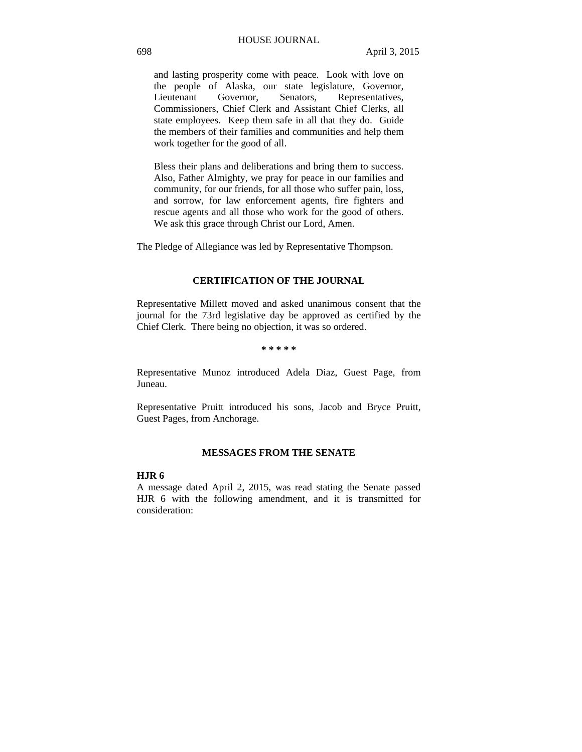and lasting prosperity come with peace. Look with love on the people of Alaska, our state legislature, Governor, Lieutenant Governor, Senators, Representatives, Commissioners, Chief Clerk and Assistant Chief Clerks, all state employees. Keep them safe in all that they do. Guide the members of their families and communities and help them work together for the good of all.

Bless their plans and deliberations and bring them to success. Also, Father Almighty, we pray for peace in our families and community, for our friends, for all those who suffer pain, loss, and sorrow, for law enforcement agents, fire fighters and rescue agents and all those who work for the good of others. We ask this grace through Christ our Lord, Amen.

The Pledge of Allegiance was led by Representative Thompson.

## CERTIFICATION OF THE JOURNAL

Representative Millett moved and asked unanimous consent that the journal for the 73rd legislative day be approved as certified by the Chief Clerk. There being no objection, it was so ordered.

\* \* \* \* \*

Representative Munoz introduced Adela Diaz, Guest Page, from Juneau.

Representative Pruitt introduced his sons, Jacob and Bryce Pruitt, Guest Pages, from Anchorage.

## MESSAGES FROM THE SENATE

**HJR 6**

A message dated April 2, 2015, was read stating the Senate passed HJR 6 with the following amendment, and it is transmitted for consideration: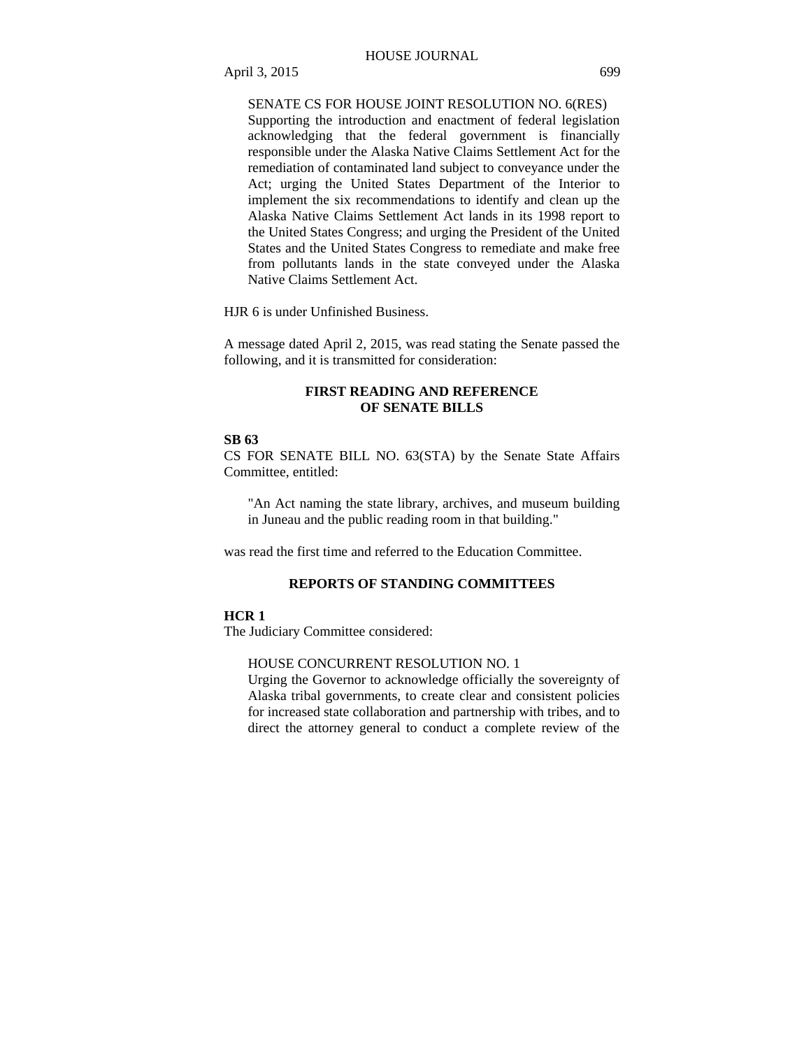SENATE CS FOR HOUSE JOINT RESOLUTION NO. 6(RES)
Supporting the introduction and enactment of federal legislation acknowledging that the federal government is financially responsible under the Alaska Native Claims Settlement Act for the remediation of contaminated land subject to conveyance under the Act; urging the United States Department of the Interior to implement the six recommendations to identify and clean up the Alaska Native Claims Settlement Act lands in its 1998 report to the United States Congress; and urging the President of the United States and the United States Congress to remediate and make free from pollutants lands in the state conveyed under the Alaska Native Claims Settlement Act.

HJR 6 is under Unfinished Business.

A message dated April 2, 2015, was read stating the Senate passed the following, and it is transmitted for consideration:

## FIRST READING AND REFERENCE OF SENATE BILLS

**SB 63**
CS FOR SENATE BILL NO. 63(STA) by the Senate State Affairs Committee, entitled:

"An Act naming the state library, archives, and museum building in Juneau and the public reading room in that building."

was read the first time and referred to the Education Committee.

## REPORTS OF STANDING COMMITTEES

**HCR 1**
The Judiciary Committee considered:

HOUSE CONCURRENT RESOLUTION NO. 1
Urging the Governor to acknowledge officially the sovereignty of Alaska tribal governments, to create clear and consistent policies for increased state collaboration and partnership with tribes, and to direct the attorney general to conduct a complete review of the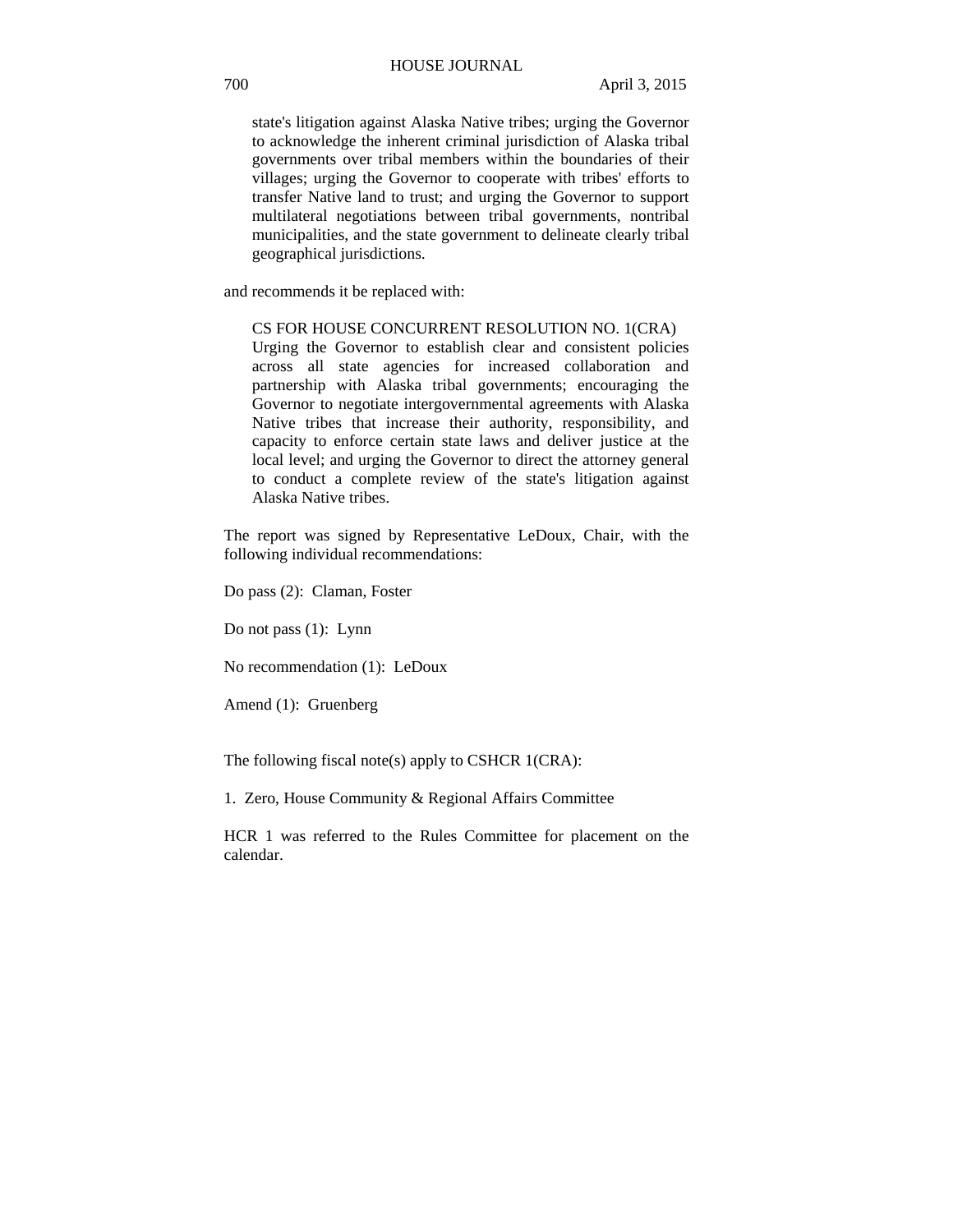state's litigation against Alaska Native tribes; urging the Governor to acknowledge the inherent criminal jurisdiction of Alaska tribal governments over tribal members within the boundaries of their villages; urging the Governor to cooperate with tribes' efforts to transfer Native land to trust; and urging the Governor to support multilateral negotiations between tribal governments, nontribal municipalities, and the state government to delineate clearly tribal geographical jurisdictions.

and recommends it be replaced with:

CS FOR HOUSE CONCURRENT RESOLUTION NO. 1(CRA)
Urging the Governor to establish clear and consistent policies across all state agencies for increased collaboration and partnership with Alaska tribal governments; encouraging the Governor to negotiate intergovernmental agreements with Alaska Native tribes that increase their authority, responsibility, and capacity to enforce certain state laws and deliver justice at the local level; and urging the Governor to direct the attorney general to conduct a complete review of the state's litigation against Alaska Native tribes.

The report was signed by Representative LeDoux, Chair, with the following individual recommendations:

Do pass (2): Claman, Foster

Do not pass (1): Lynn

No recommendation (1): LeDoux

Amend (1): Gruenberg

The following fiscal note(s) apply to CSHCR 1(CRA):

1. Zero, House Community & Regional Affairs Committee

HCR 1 was referred to the Rules Committee for placement on the calendar.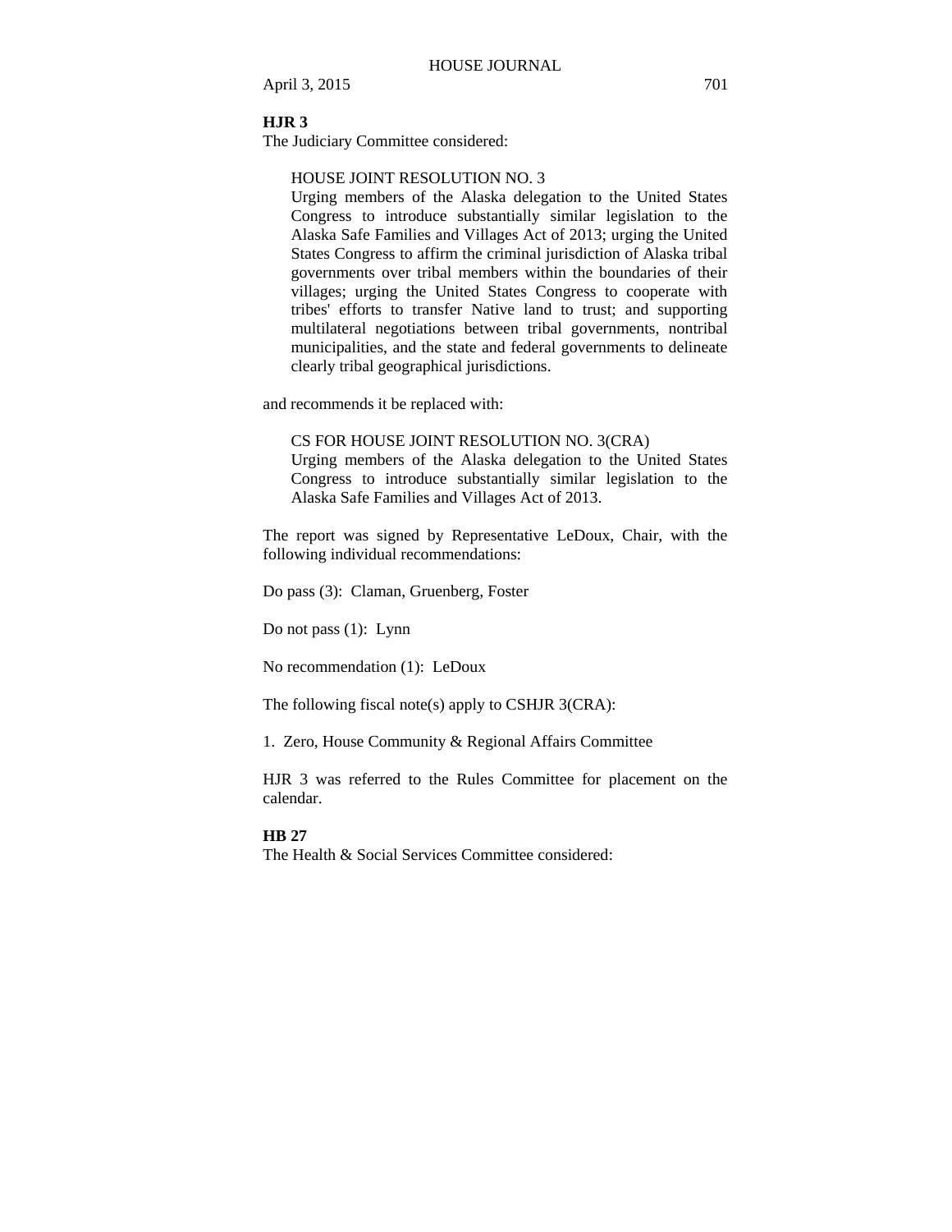**HJR 3**

The Judiciary Committee considered:

> HOUSE JOINT RESOLUTION NO. 3
> Urging members of the Alaska delegation to the United States Congress to introduce substantially similar legislation to the Alaska Safe Families and Villages Act of 2013; urging the United States Congress to affirm the criminal jurisdiction of Alaska tribal governments over tribal members within the boundaries of their villages; urging the United States Congress to cooperate with tribes' efforts to transfer Native land to trust; and supporting multilateral negotiations between tribal governments, nontribal municipalities, and the state and federal governments to delineate clearly tribal geographical jurisdictions.

and recommends it be replaced with:

> CS FOR HOUSE JOINT RESOLUTION NO. 3(CRA)
> Urging members of the Alaska delegation to the United States Congress to introduce substantially similar legislation to the Alaska Safe Families and Villages Act of 2013.

The report was signed by Representative LeDoux, Chair, with the following individual recommendations:

Do pass (3): Claman, Gruenberg, Foster

Do not pass (1): Lynn

No recommendation (1): LeDoux

The following fiscal note(s) apply to CSHJR 3(CRA):

1. Zero, House Community & Regional Affairs Committee

HJR 3 was referred to the Rules Committee for placement on the calendar.

**HB 27**

The Health & Social Services Committee considered: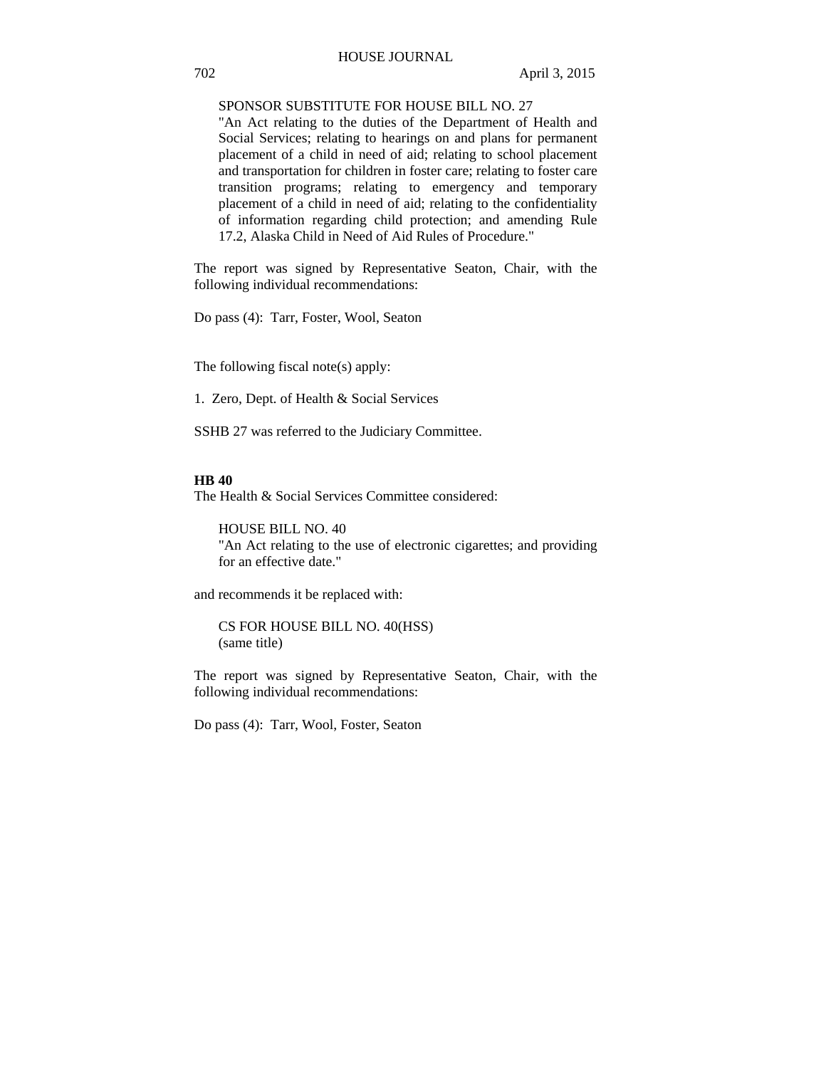SPONSOR SUBSTITUTE FOR HOUSE BILL NO. 27
"An Act relating to the duties of the Department of Health and Social Services; relating to hearings on and plans for permanent placement of a child in need of aid; relating to school placement and transportation for children in foster care; relating to foster care transition programs; relating to emergency and temporary placement of a child in need of aid; relating to the confidentiality of information regarding child protection; and amending Rule 17.2, Alaska Child in Need of Aid Rules of Procedure."

The report was signed by Representative Seaton, Chair, with the following individual recommendations:

Do pass (4): Tarr, Foster, Wool, Seaton

The following fiscal note(s) apply:

1. Zero, Dept. of Health & Social Services

SSHB 27 was referred to the Judiciary Committee.

**HB 40**

The Health & Social Services Committee considered:

HOUSE BILL NO. 40
"An Act relating to the use of electronic cigarettes; and providing for an effective date."

and recommends it be replaced with:

CS FOR HOUSE BILL NO. 40(HSS)
(same title)

The report was signed by Representative Seaton, Chair, with the following individual recommendations:

Do pass (4): Tarr, Wool, Foster, Seaton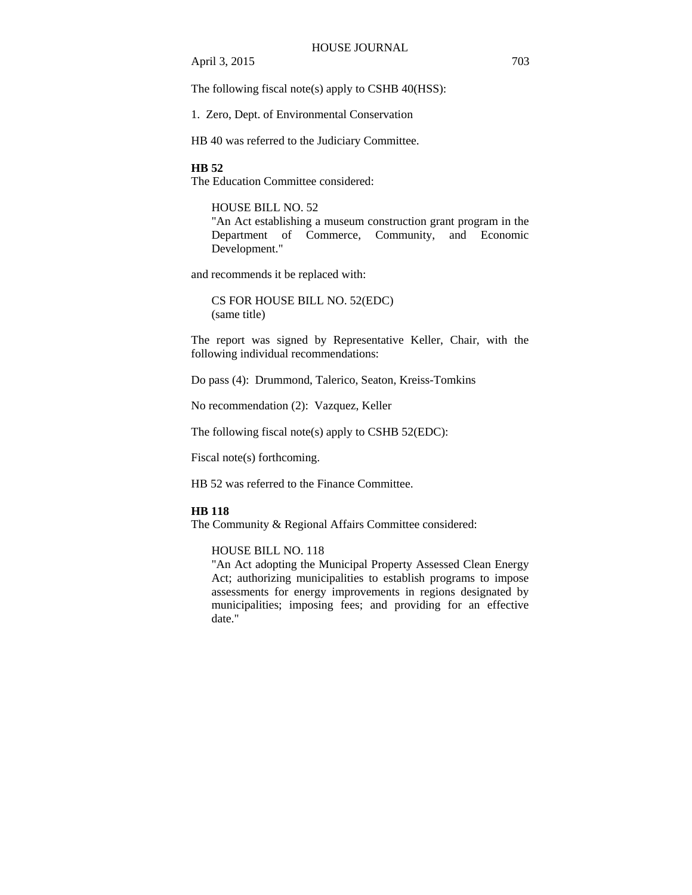The following fiscal note(s) apply to CSHB 40(HSS):

1. Zero, Dept. of Environmental Conservation

HB 40 was referred to the Judiciary Committee.

**HB 52**
The Education Committee considered:

> HOUSE BILL NO. 52
> "An Act establishing a museum construction grant program in the Department of Commerce, Community, and Economic Development."

and recommends it be replaced with:

> CS FOR HOUSE BILL NO. 52(EDC)
> (same title)

The report was signed by Representative Keller, Chair, with the following individual recommendations:

Do pass (4): Drummond, Talerico, Seaton, Kreiss-Tomkins

No recommendation (2): Vazquez, Keller

The following fiscal note(s) apply to CSHB 52(EDC):

Fiscal note(s) forthcoming.

HB 52 was referred to the Finance Committee.

**HB 118**
The Community & Regional Affairs Committee considered:

> HOUSE BILL NO. 118
> "An Act adopting the Municipal Property Assessed Clean Energy Act; authorizing municipalities to establish programs to impose assessments for energy improvements in regions designated by municipalities; imposing fees; and providing for an effective date."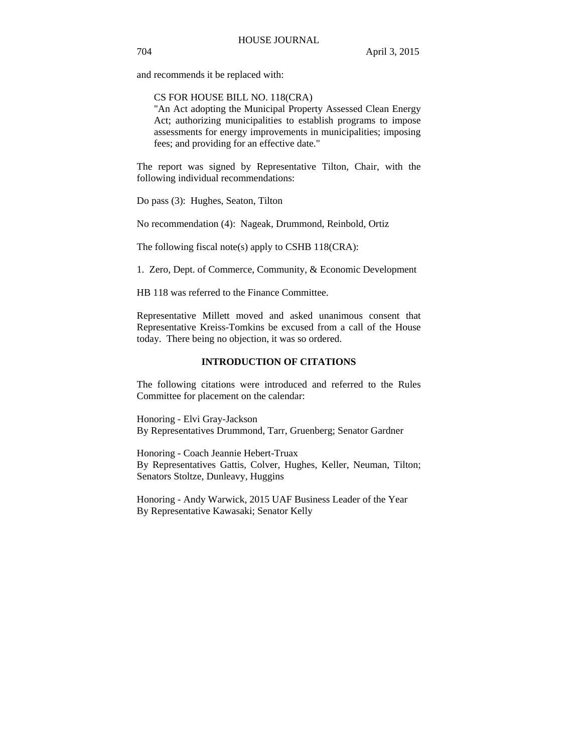and recommends it be replaced with:

> CS FOR HOUSE BILL NO. 118(CRA)
> "An Act adopting the Municipal Property Assessed Clean Energy Act; authorizing municipalities to establish programs to impose assessments for energy improvements in municipalities; imposing fees; and providing for an effective date."

The report was signed by Representative Tilton, Chair, with the following individual recommendations:

Do pass (3): Hughes, Seaton, Tilton

No recommendation (4): Nageak, Drummond, Reinbold, Ortiz

The following fiscal note(s) apply to CSHB 118(CRA):

1. Zero, Dept. of Commerce, Community, & Economic Development

HB 118 was referred to the Finance Committee.

Representative Millett moved and asked unanimous consent that Representative Kreiss-Tomkins be excused from a call of the House today. There being no objection, it was so ordered.

## INTRODUCTION OF CITATIONS

The following citations were introduced and referred to the Rules Committee for placement on the calendar:

Honoring - Elvi Gray-Jackson
By Representatives Drummond, Tarr, Gruenberg; Senator Gardner

Honoring - Coach Jeannie Hebert-Truax
By Representatives Gattis, Colver, Hughes, Keller, Neuman, Tilton; Senators Stoltze, Dunleavy, Huggins

Honoring - Andy Warwick, 2015 UAF Business Leader of the Year
By Representative Kawasaki; Senator Kelly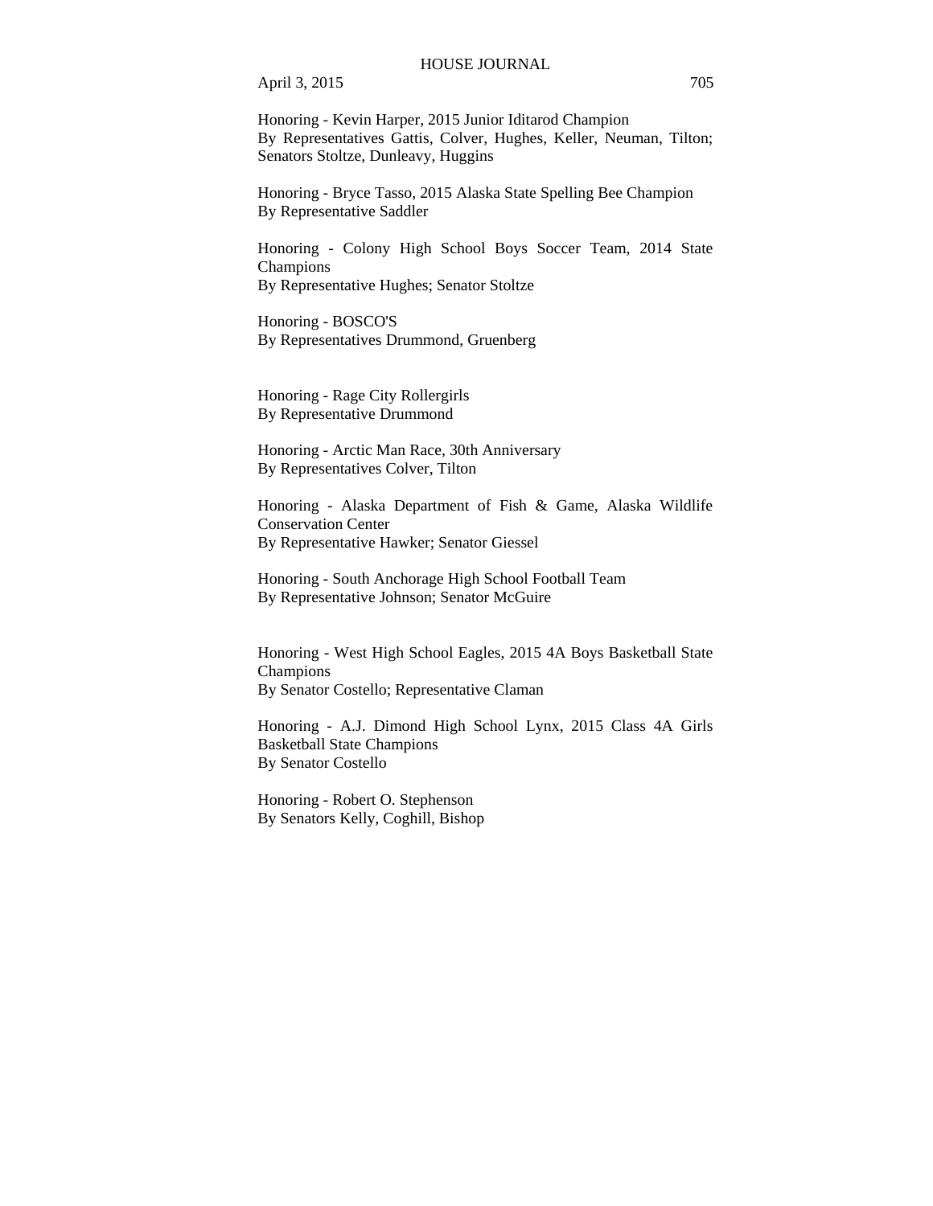Honoring - Kevin Harper, 2015 Junior Iditarod Champion
By Representatives Gattis, Colver, Hughes, Keller, Neuman, Tilton; Senators Stoltze, Dunleavy, Huggins

Honoring - Bryce Tasso, 2015 Alaska State Spelling Bee Champion
By Representative Saddler

Honoring - Colony High School Boys Soccer Team, 2014 State Champions
By Representative Hughes; Senator Stoltze

Honoring - BOSCO'S
By Representatives Drummond, Gruenberg

Honoring - Rage City Rollergirls
By Representative Drummond

Honoring - Arctic Man Race, 30th Anniversary
By Representatives Colver, Tilton

Honoring - Alaska Department of Fish & Game, Alaska Wildlife Conservation Center
By Representative Hawker; Senator Giessel

Honoring - South Anchorage High School Football Team
By Representative Johnson; Senator McGuire

Honoring - West High School Eagles, 2015 4A Boys Basketball State Champions
By Senator Costello; Representative Claman

Honoring - A.J. Dimond High School Lynx, 2015 Class 4A Girls Basketball State Champions
By Senator Costello

Honoring - Robert O. Stephenson
By Senators Kelly, Coghill, Bishop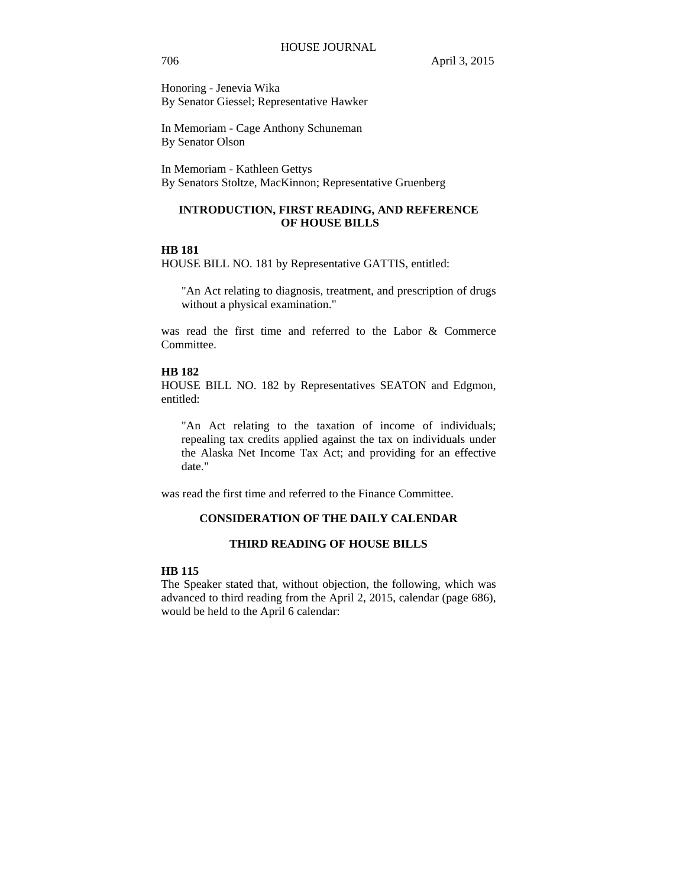Honoring - Jenevia Wika
By Senator Giessel; Representative Hawker

In Memoriam - Cage Anthony Schuneman
By Senator Olson

In Memoriam - Kathleen Gettys
By Senators Stoltze, MacKinnon; Representative Gruenberg

## INTRODUCTION, FIRST READING, AND REFERENCE OF HOUSE BILLS

**HB 181**

HOUSE BILL NO. 181 by Representative GATTIS, entitled:

> "An Act relating to diagnosis, treatment, and prescription of drugs without a physical examination."

was read the first time and referred to the Labor & Commerce Committee.

**HB 182**

HOUSE BILL NO. 182 by Representatives SEATON and Edgmon, entitled:

> "An Act relating to the taxation of income of individuals; repealing tax credits applied against the tax on individuals under the Alaska Net Income Tax Act; and providing for an effective date."

was read the first time and referred to the Finance Committee.

## CONSIDERATION OF THE DAILY CALENDAR

## THIRD READING OF HOUSE BILLS

**HB 115**

The Speaker stated that, without objection, the following, which was advanced to third reading from the April 2, 2015, calendar (page 686), would be held to the April 6 calendar: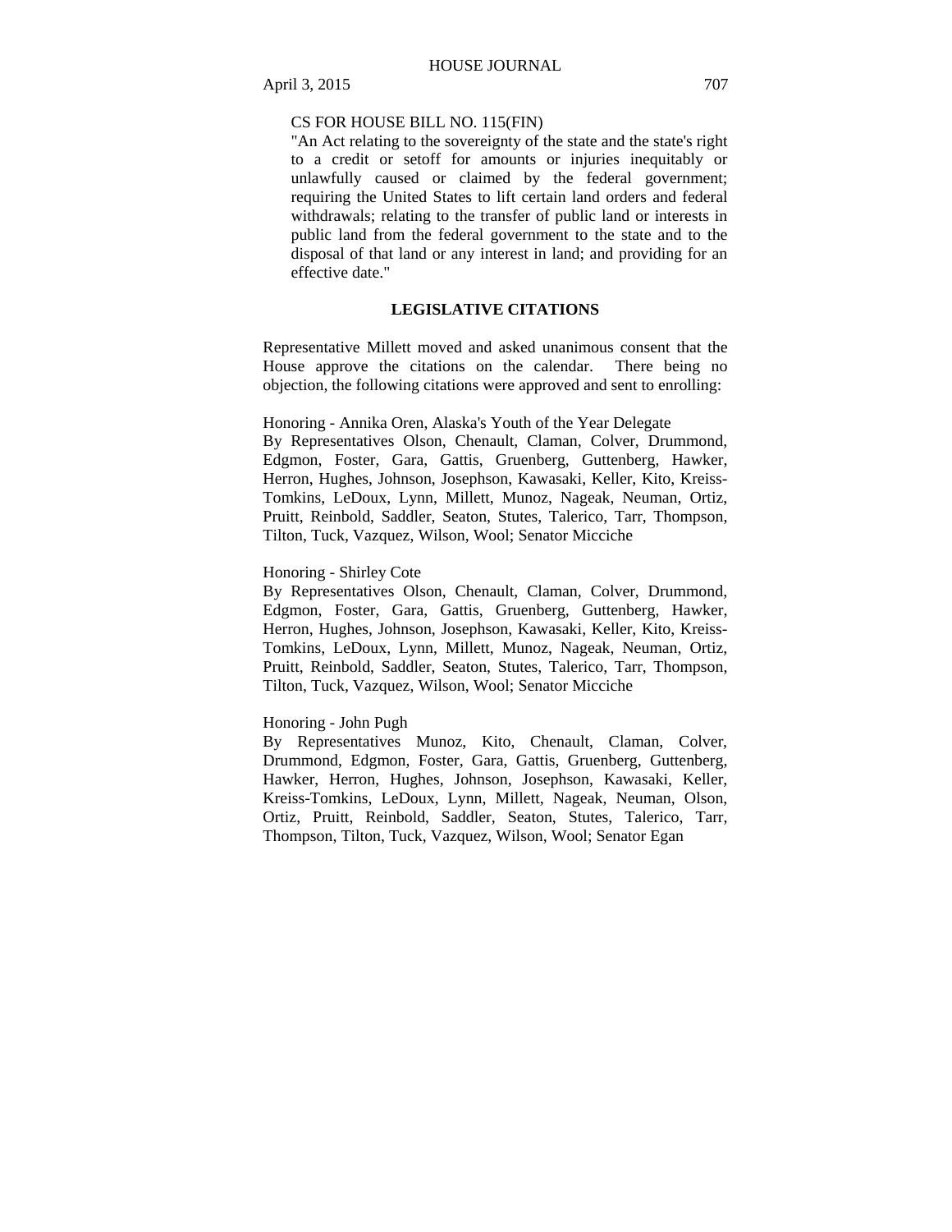CS FOR HOUSE BILL NO. 115(FIN)

"An Act relating to the sovereignty of the state and the state's right to a credit or setoff for amounts or injuries inequitably or unlawfully caused or claimed by the federal government; requiring the United States to lift certain land orders and federal withdrawals; relating to the transfer of public land or interests in public land from the federal government to the state and to the disposal of that land or any interest in land; and providing for an effective date."

**LEGISLATIVE CITATIONS**

Representative Millett moved and asked unanimous consent that the House approve the citations on the calendar. There being no objection, the following citations were approved and sent to enrolling:

Honoring - Annika Oren, Alaska's Youth of the Year Delegate
By Representatives Olson, Chenault, Claman, Colver, Drummond, Edgmon, Foster, Gara, Gattis, Gruenberg, Guttenberg, Hawker, Herron, Hughes, Johnson, Josephson, Kawasaki, Keller, Kito, Kreiss-Tomkins, LeDoux, Lynn, Millett, Munoz, Nageak, Neuman, Ortiz, Pruitt, Reinbold, Saddler, Seaton, Stutes, Talerico, Tarr, Thompson, Tilton, Tuck, Vazquez, Wilson, Wool; Senator Micciche

Honoring - Shirley Cote
By Representatives Olson, Chenault, Claman, Colver, Drummond, Edgmon, Foster, Gara, Gattis, Gruenberg, Guttenberg, Hawker, Herron, Hughes, Johnson, Josephson, Kawasaki, Keller, Kito, Kreiss-Tomkins, LeDoux, Lynn, Millett, Munoz, Nageak, Neuman, Ortiz, Pruitt, Reinbold, Saddler, Seaton, Stutes, Talerico, Tarr, Thompson, Tilton, Tuck, Vazquez, Wilson, Wool; Senator Micciche

Honoring - John Pugh
By Representatives Munoz, Kito, Chenault, Claman, Colver, Drummond, Edgmon, Foster, Gara, Gattis, Gruenberg, Guttenberg, Hawker, Herron, Hughes, Johnson, Josephson, Kawasaki, Keller, Kreiss-Tomkins, LeDoux, Lynn, Millett, Nageak, Neuman, Olson, Ortiz, Pruitt, Reinbold, Saddler, Seaton, Stutes, Talerico, Tarr, Thompson, Tilton, Tuck, Vazquez, Wilson, Wool; Senator Egan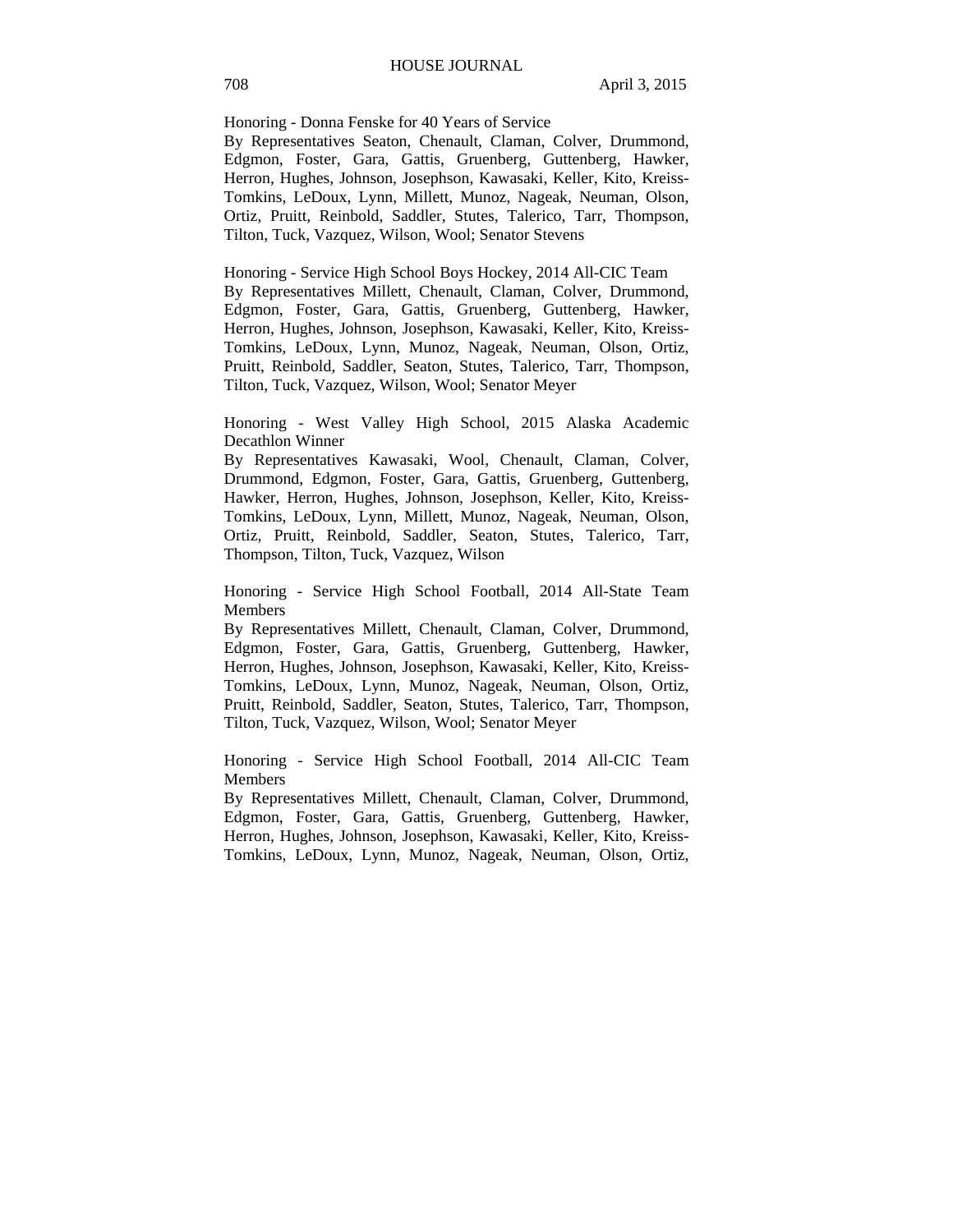Honoring - Donna Fenske for 40 Years of Service
By Representatives Seaton, Chenault, Claman, Colver, Drummond, Edgmon, Foster, Gara, Gattis, Gruenberg, Guttenberg, Hawker, Herron, Hughes, Johnson, Josephson, Kawasaki, Keller, Kito, Kreiss-Tomkins, LeDoux, Lynn, Millett, Munoz, Nageak, Neuman, Olson, Ortiz, Pruitt, Reinbold, Saddler, Stutes, Talerico, Tarr, Thompson, Tilton, Tuck, Vazquez, Wilson, Wool; Senator Stevens

Honoring - Service High School Boys Hockey, 2014 All-CIC Team
By Representatives Millett, Chenault, Claman, Colver, Drummond, Edgmon, Foster, Gara, Gattis, Gruenberg, Guttenberg, Hawker, Herron, Hughes, Johnson, Josephson, Kawasaki, Keller, Kito, Kreiss-Tomkins, LeDoux, Lynn, Munoz, Nageak, Neuman, Olson, Ortiz, Pruitt, Reinbold, Saddler, Seaton, Stutes, Talerico, Tarr, Thompson, Tilton, Tuck, Vazquez, Wilson, Wool; Senator Meyer

Honoring - West Valley High School, 2015 Alaska Academic Decathlon Winner
By Representatives Kawasaki, Wool, Chenault, Claman, Colver, Drummond, Edgmon, Foster, Gara, Gattis, Gruenberg, Guttenberg, Hawker, Herron, Hughes, Johnson, Josephson, Keller, Kito, Kreiss-Tomkins, LeDoux, Lynn, Millett, Munoz, Nageak, Neuman, Olson, Ortiz, Pruitt, Reinbold, Saddler, Seaton, Stutes, Talerico, Tarr, Thompson, Tilton, Tuck, Vazquez, Wilson

Honoring - Service High School Football, 2014 All-State Team Members
By Representatives Millett, Chenault, Claman, Colver, Drummond, Edgmon, Foster, Gara, Gattis, Gruenberg, Guttenberg, Hawker, Herron, Hughes, Johnson, Josephson, Kawasaki, Keller, Kito, Kreiss-Tomkins, LeDoux, Lynn, Munoz, Nageak, Neuman, Olson, Ortiz, Pruitt, Reinbold, Saddler, Seaton, Stutes, Talerico, Tarr, Thompson, Tilton, Tuck, Vazquez, Wilson, Wool; Senator Meyer

Honoring - Service High School Football, 2014 All-CIC Team Members
By Representatives Millett, Chenault, Claman, Colver, Drummond, Edgmon, Foster, Gara, Gattis, Gruenberg, Guttenberg, Hawker, Herron, Hughes, Johnson, Josephson, Kawasaki, Keller, Kito, Kreiss-Tomkins, LeDoux, Lynn, Munoz, Nageak, Neuman, Olson, Ortiz,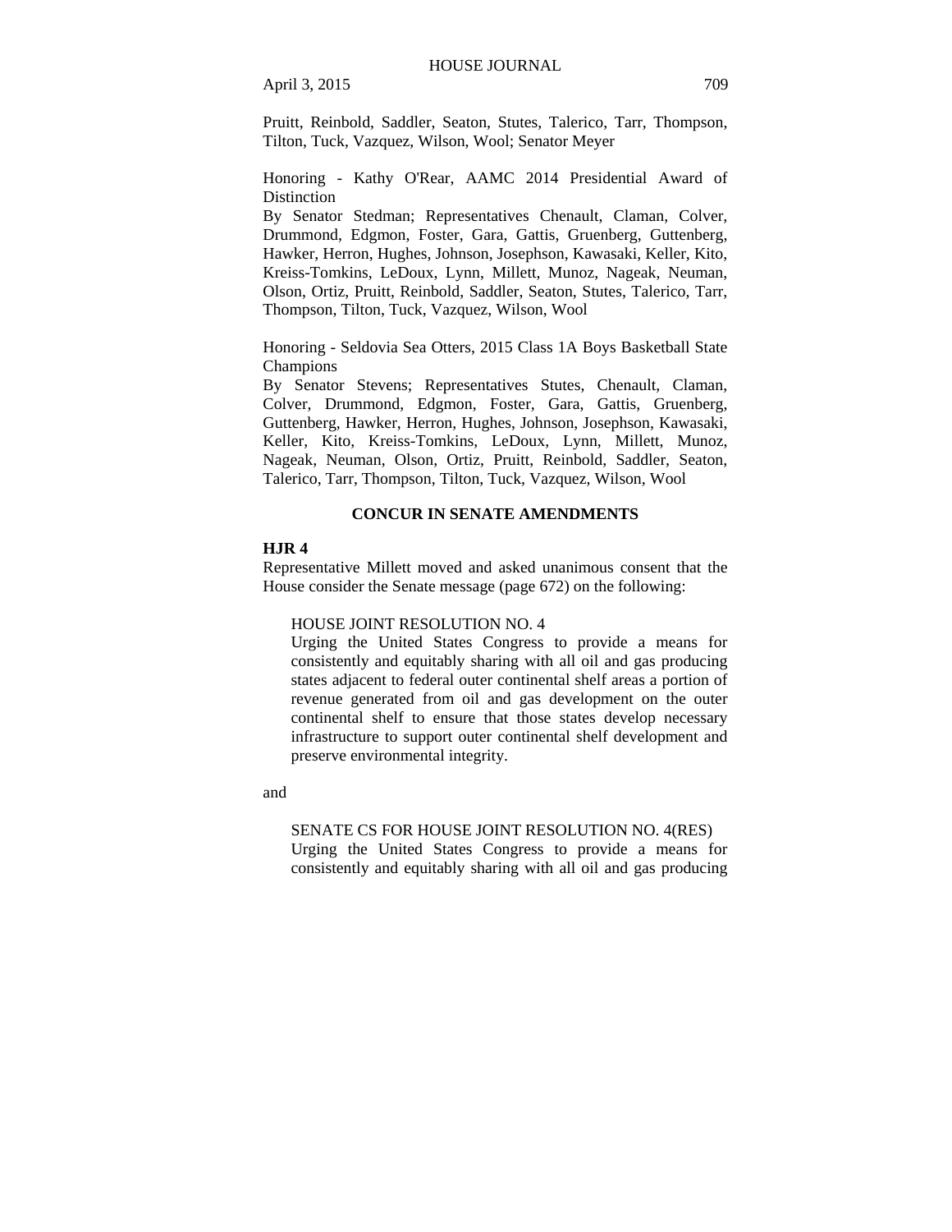Pruitt, Reinbold, Saddler, Seaton, Stutes, Talerico, Tarr, Thompson, Tilton, Tuck, Vazquez, Wilson, Wool; Senator Meyer

Honoring - Kathy O'Rear, AAMC 2014 Presidential Award of Distinction

By Senator Stedman; Representatives Chenault, Claman, Colver, Drummond, Edgmon, Foster, Gara, Gattis, Gruenberg, Guttenberg, Hawker, Herron, Hughes, Johnson, Josephson, Kawasaki, Keller, Kito, Kreiss-Tomkins, LeDoux, Lynn, Millett, Munoz, Nageak, Neuman, Olson, Ortiz, Pruitt, Reinbold, Saddler, Seaton, Stutes, Talerico, Tarr, Thompson, Tilton, Tuck, Vazquez, Wilson, Wool

Honoring - Seldovia Sea Otters, 2015 Class 1A Boys Basketball State Champions

By Senator Stevens; Representatives Stutes, Chenault, Claman, Colver, Drummond, Edgmon, Foster, Gara, Gattis, Gruenberg, Guttenberg, Hawker, Herron, Hughes, Johnson, Josephson, Kawasaki, Keller, Kito, Kreiss-Tomkins, LeDoux, Lynn, Millett, Munoz, Nageak, Neuman, Olson, Ortiz, Pruitt, Reinbold, Saddler, Seaton, Talerico, Tarr, Thompson, Tilton, Tuck, Vazquez, Wilson, Wool

## CONCUR IN SENATE AMENDMENTS

**HJR 4**

Representative Millett moved and asked unanimous consent that the House consider the Senate message (page 672) on the following:

HOUSE JOINT RESOLUTION NO. 4
Urging the United States Congress to provide a means for consistently and equitably sharing with all oil and gas producing states adjacent to federal outer continental shelf areas a portion of revenue generated from oil and gas development on the outer continental shelf to ensure that those states develop necessary infrastructure to support outer continental shelf development and preserve environmental integrity.

and

SENATE CS FOR HOUSE JOINT RESOLUTION NO. 4(RES)
Urging the United States Congress to provide a means for consistently and equitably sharing with all oil and gas producing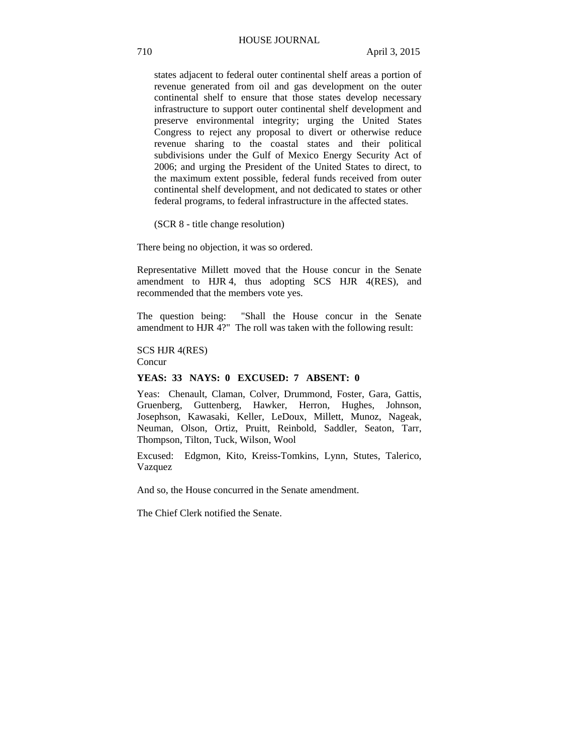states adjacent to federal outer continental shelf areas a portion of revenue generated from oil and gas development on the outer continental shelf to ensure that those states develop necessary infrastructure to support outer continental shelf development and preserve environmental integrity; urging the United States Congress to reject any proposal to divert or otherwise reduce revenue sharing to the coastal states and their political subdivisions under the Gulf of Mexico Energy Security Act of 2006; and urging the President of the United States to direct, to the maximum extent possible, federal funds received from outer continental shelf development, and not dedicated to states or other federal programs, to federal infrastructure in the affected states.

(SCR 8 - title change resolution)

There being no objection, it was so ordered.

Representative Millett moved that the House concur in the Senate amendment to HJR 4, thus adopting SCS HJR 4(RES), and recommended that the members vote yes.

The question being: "Shall the House concur in the Senate amendment to HJR 4?" The roll was taken with the following result:

SCS HJR 4(RES)
Concur

**YEAS: 33 NAYS: 0 EXCUSED: 7 ABSENT: 0**

Yeas: Chenault, Claman, Colver, Drummond, Foster, Gara, Gattis, Gruenberg, Guttenberg, Hawker, Herron, Hughes, Johnson, Josephson, Kawasaki, Keller, LeDoux, Millett, Munoz, Nageak, Neuman, Olson, Ortiz, Pruitt, Reinbold, Saddler, Seaton, Tarr, Thompson, Tilton, Tuck, Wilson, Wool

Excused: Edgmon, Kito, Kreiss-Tomkins, Lynn, Stutes, Talerico, Vazquez

And so, the House concurred in the Senate amendment.

The Chief Clerk notified the Senate.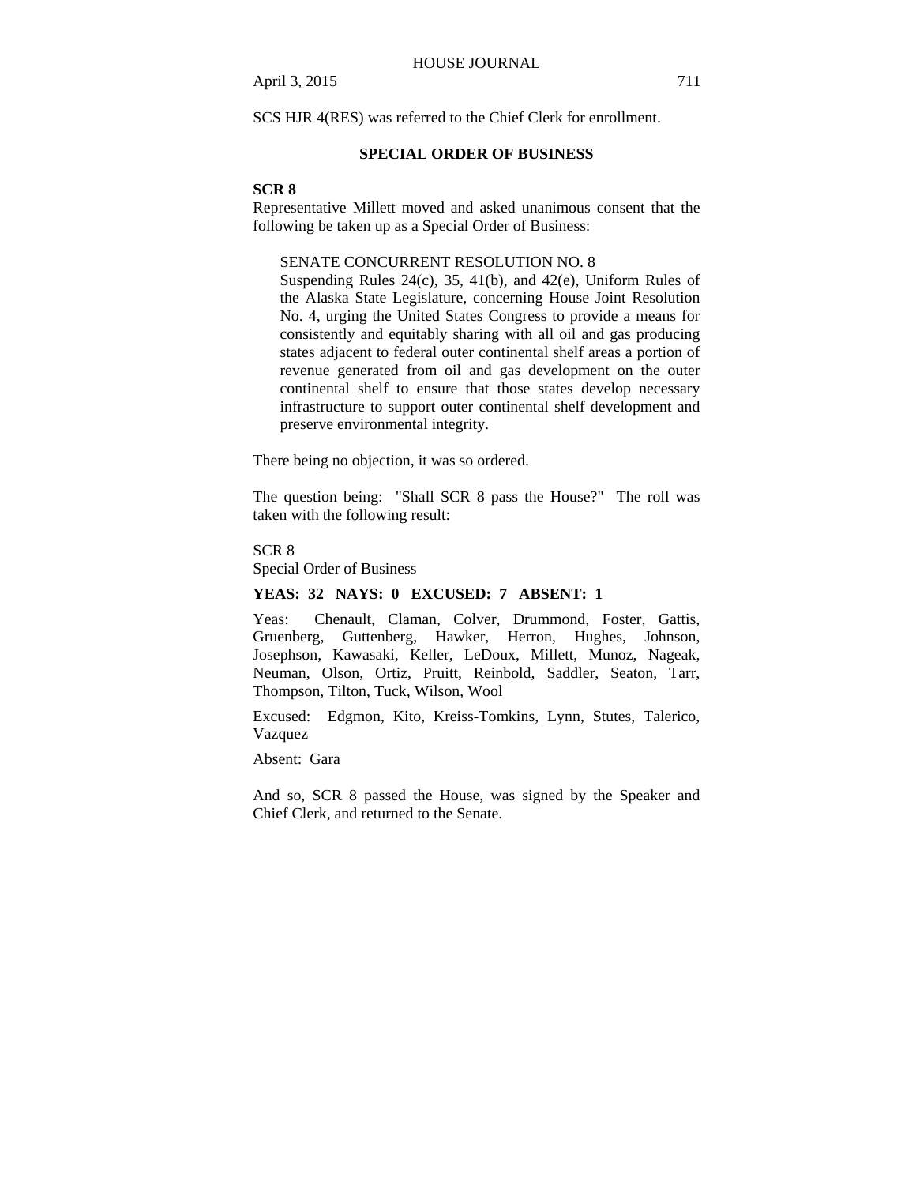SCS HJR 4(RES) was referred to the Chief Clerk for enrollment.

## SPECIAL ORDER OF BUSINESS

**SCR 8**

Representative Millett moved and asked unanimous consent that the following be taken up as a Special Order of Business:

> SENATE CONCURRENT RESOLUTION NO. 8
> Suspending Rules 24(c), 35, 41(b), and 42(e), Uniform Rules of the Alaska State Legislature, concerning House Joint Resolution No. 4, urging the United States Congress to provide a means for consistently and equitably sharing with all oil and gas producing states adjacent to federal outer continental shelf areas a portion of revenue generated from oil and gas development on the outer continental shelf to ensure that those states develop necessary infrastructure to support outer continental shelf development and preserve environmental integrity.

There being no objection, it was so ordered.

The question being: "Shall SCR 8 pass the House?" The roll was taken with the following result:

SCR 8
Special Order of Business

**YEAS: 32 NAYS: 0 EXCUSED: 7 ABSENT: 1**

Yeas: Chenault, Claman, Colver, Drummond, Foster, Gattis, Gruenberg, Guttenberg, Hawker, Herron, Hughes, Johnson, Josephson, Kawasaki, Keller, LeDoux, Millett, Munoz, Nageak, Neuman, Olson, Ortiz, Pruitt, Reinbold, Saddler, Seaton, Tarr, Thompson, Tilton, Tuck, Wilson, Wool

Excused: Edgmon, Kito, Kreiss-Tomkins, Lynn, Stutes, Talerico, Vazquez

Absent: Gara

And so, SCR 8 passed the House, was signed by the Speaker and Chief Clerk, and returned to the Senate.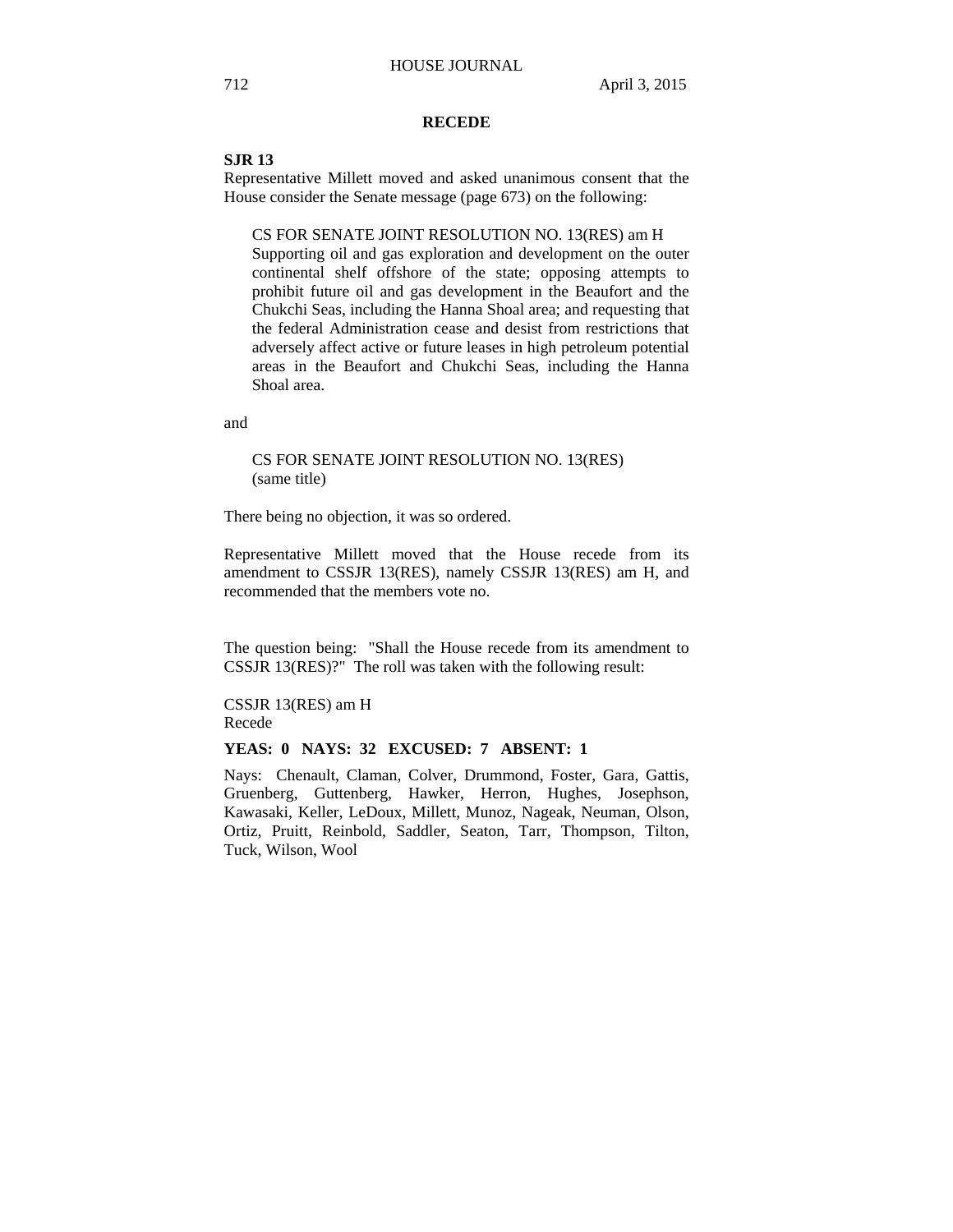## RECEDE

**SJR 13**

Representative Millett moved and asked unanimous consent that the House consider the Senate message (page 673) on the following:

> CS FOR SENATE JOINT RESOLUTION NO. 13(RES) am H
> Supporting oil and gas exploration and development on the outer continental shelf offshore of the state; opposing attempts to prohibit future oil and gas development in the Beaufort and the Chukchi Seas, including the Hanna Shoal area; and requesting that the federal Administration cease and desist from restrictions that adversely affect active or future leases in high petroleum potential areas in the Beaufort and Chukchi Seas, including the Hanna Shoal area.

and

> CS FOR SENATE JOINT RESOLUTION NO. 13(RES)
> (same title)

There being no objection, it was so ordered.

Representative Millett moved that the House recede from its amendment to CSSJR 13(RES), namely CSSJR 13(RES) am H, and recommended that the members vote no.

The question being: "Shall the House recede from its amendment to CSSJR 13(RES)?" The roll was taken with the following result:

CSSJR 13(RES) am H
Recede

**YEAS: 0 NAYS: 32 EXCUSED: 7 ABSENT: 1**

Nays: Chenault, Claman, Colver, Drummond, Foster, Gara, Gattis, Gruenberg, Guttenberg, Hawker, Herron, Hughes, Josephson, Kawasaki, Keller, LeDoux, Millett, Munoz, Nageak, Neuman, Olson, Ortiz, Pruitt, Reinbold, Saddler, Seaton, Tarr, Thompson, Tilton, Tuck, Wilson, Wool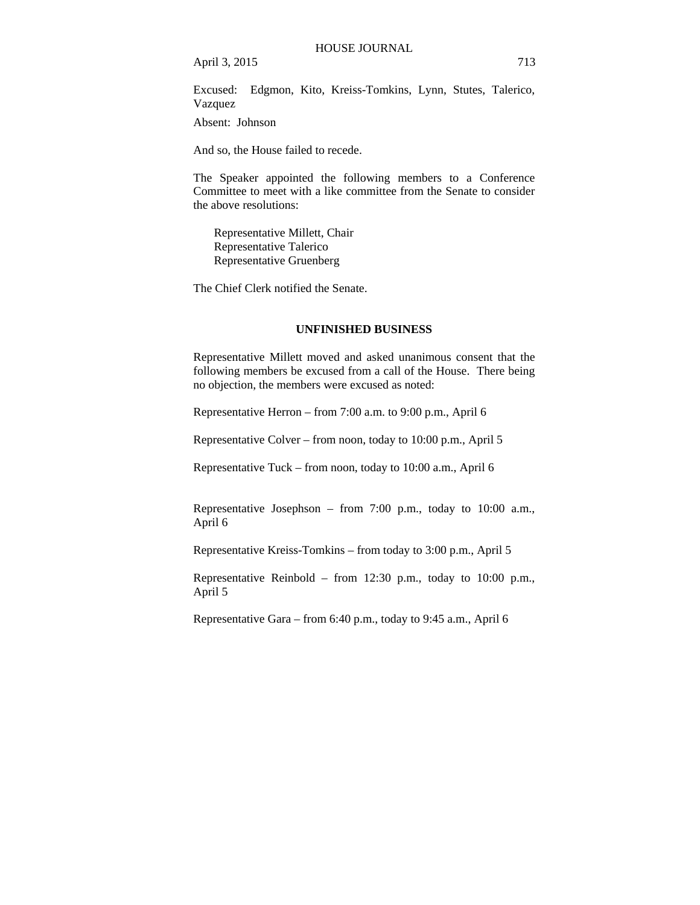Excused: Edgmon, Kito, Kreiss-Tomkins, Lynn, Stutes, Talerico, Vazquez

Absent: Johnson

And so, the House failed to recede.

The Speaker appointed the following members to a Conference Committee to meet with a like committee from the Senate to consider the above resolutions:

Representative Millett, Chair
Representative Talerico
Representative Gruenberg

The Chief Clerk notified the Senate.

## UNFINISHED BUSINESS

Representative Millett moved and asked unanimous consent that the following members be excused from a call of the House. There being no objection, the members were excused as noted:

Representative Herron – from 7:00 a.m. to 9:00 p.m., April 6

Representative Colver – from noon, today to 10:00 p.m., April 5

Representative Tuck – from noon, today to 10:00 a.m., April 6

Representative Josephson – from 7:00 p.m., today to 10:00 a.m., April 6

Representative Kreiss-Tomkins – from today to 3:00 p.m., April 5

Representative Reinbold – from 12:30 p.m., today to 10:00 p.m., April 5

Representative Gara – from 6:40 p.m., today to 9:45 a.m., April 6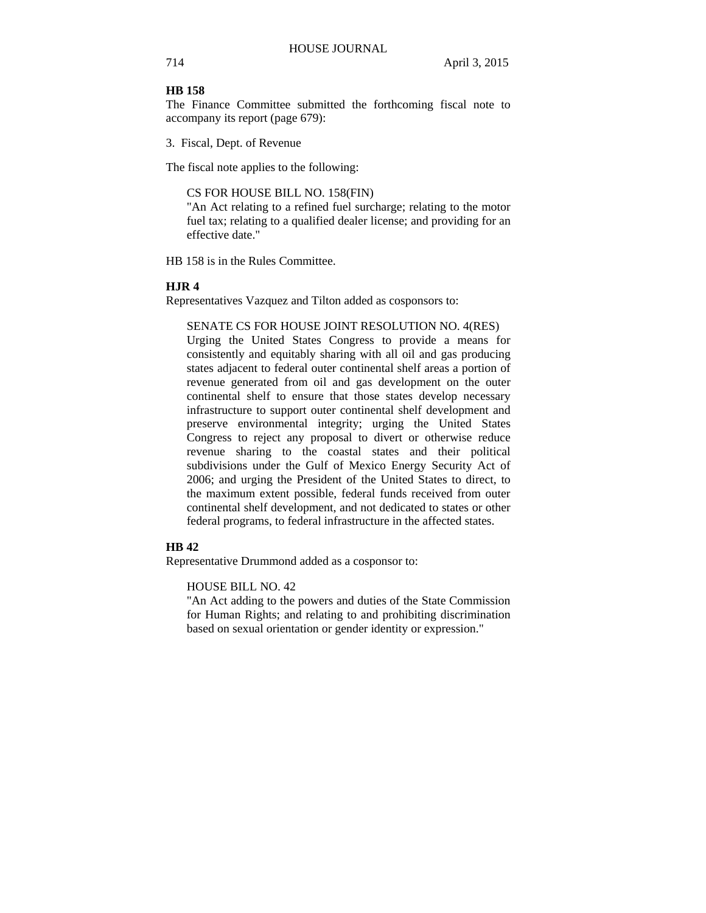**HB 158**

The Finance Committee submitted the forthcoming fiscal note to accompany its report (page 679):

3. Fiscal, Dept. of Revenue

The fiscal note applies to the following:

> CS FOR HOUSE BILL NO. 158(FIN)
> "An Act relating to a refined fuel surcharge; relating to the motor fuel tax; relating to a qualified dealer license; and providing for an effective date."

HB 158 is in the Rules Committee.

**HJR 4**

Representatives Vazquez and Tilton added as cosponsors to:

> SENATE CS FOR HOUSE JOINT RESOLUTION NO. 4(RES)
> Urging the United States Congress to provide a means for consistently and equitably sharing with all oil and gas producing states adjacent to federal outer continental shelf areas a portion of revenue generated from oil and gas development on the outer continental shelf to ensure that those states develop necessary infrastructure to support outer continental shelf development and preserve environmental integrity; urging the United States Congress to reject any proposal to divert or otherwise reduce revenue sharing to the coastal states and their political subdivisions under the Gulf of Mexico Energy Security Act of 2006; and urging the President of the United States to direct, to the maximum extent possible, federal funds received from outer continental shelf development, and not dedicated to states or other federal programs, to federal infrastructure in the affected states.

**HB 42**

Representative Drummond added as a cosponsor to:

> HOUSE BILL NO. 42
> "An Act adding to the powers and duties of the State Commission for Human Rights; and relating to and prohibiting discrimination based on sexual orientation or gender identity or expression."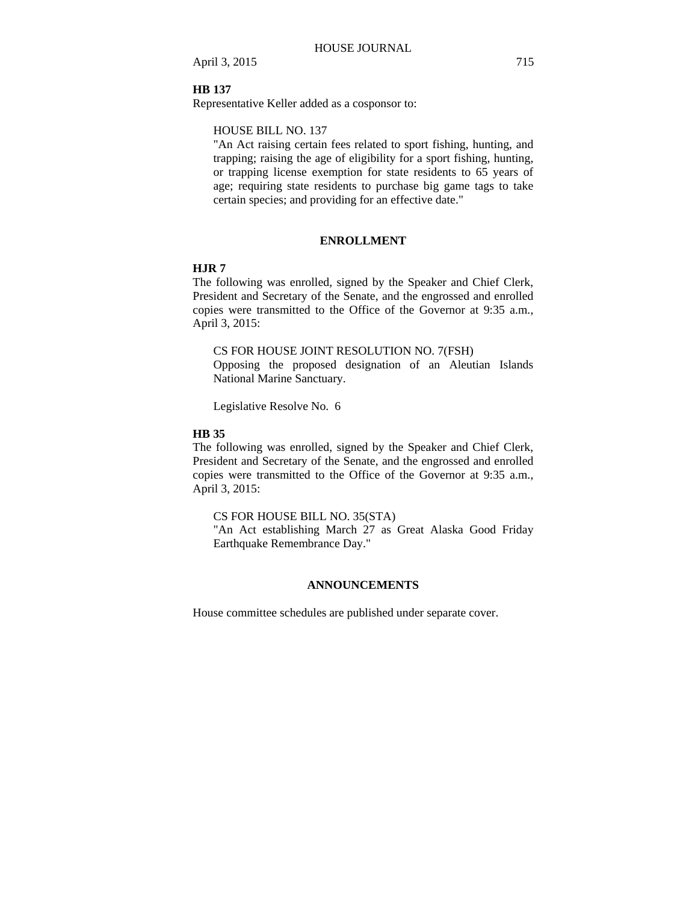**HB 137**

Representative Keller added as a cosponsor to:

HOUSE BILL NO. 137

"An Act raising certain fees related to sport fishing, hunting, and trapping; raising the age of eligibility for a sport fishing, hunting, or trapping license exemption for state residents to 65 years of age; requiring state residents to purchase big game tags to take certain species; and providing for an effective date."

## ENROLLMENT

**HJR 7**

The following was enrolled, signed by the Speaker and Chief Clerk, President and Secretary of the Senate, and the engrossed and enrolled copies were transmitted to the Office of the Governor at 9:35 a.m., April 3, 2015:

CS FOR HOUSE JOINT RESOLUTION NO. 7(FSH)

Opposing the proposed designation of an Aleutian Islands National Marine Sanctuary.

Legislative Resolve No. 6

**HB 35**

The following was enrolled, signed by the Speaker and Chief Clerk, President and Secretary of the Senate, and the engrossed and enrolled copies were transmitted to the Office of the Governor at 9:35 a.m., April 3, 2015:

CS FOR HOUSE BILL NO. 35(STA)

"An Act establishing March 27 as Great Alaska Good Friday Earthquake Remembrance Day."

## ANNOUNCEMENTS

House committee schedules are published under separate cover.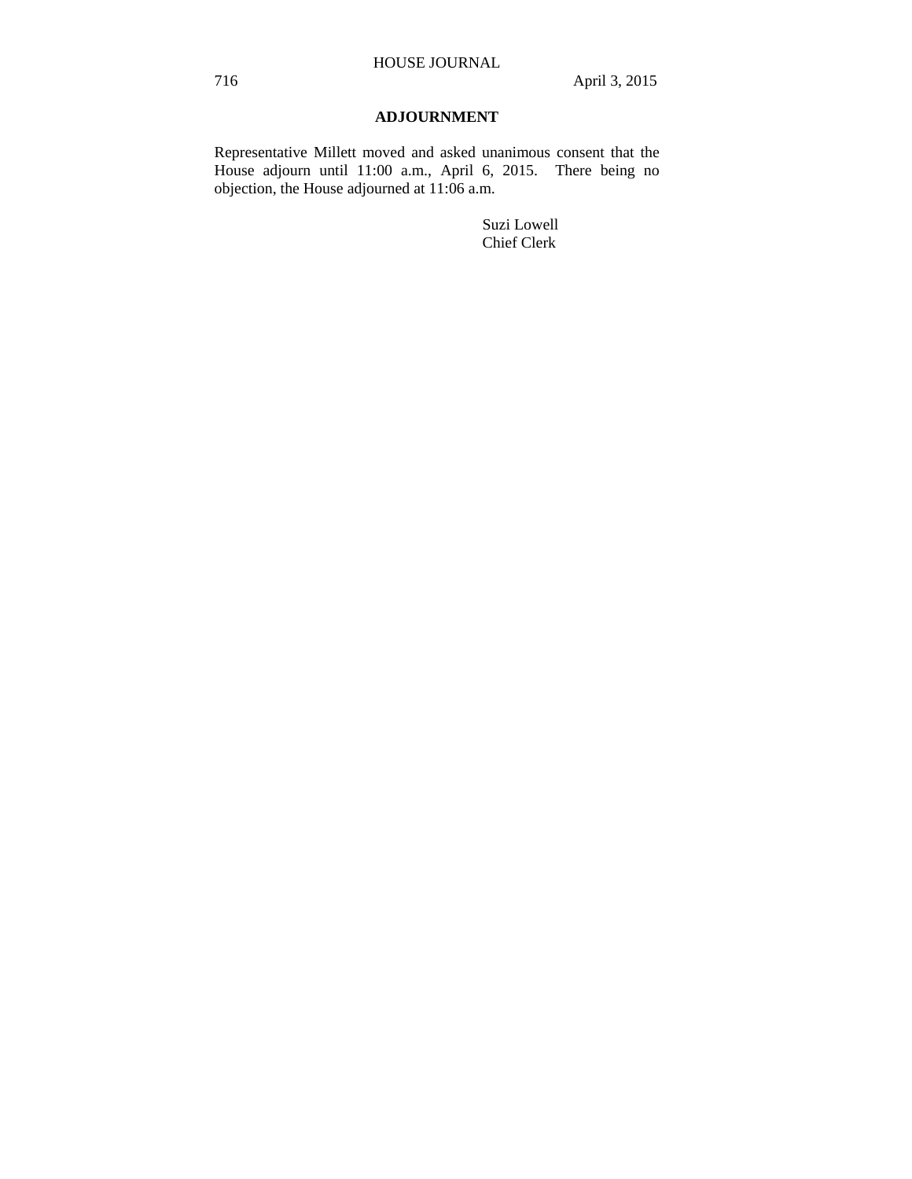## ADJOURNMENT

Representative Millett moved and asked unanimous consent that the House adjourn until 11:00 a.m., April 6, 2015. There being no objection, the House adjourned at 11:06 a.m.

Suzi Lowell
Chief Clerk